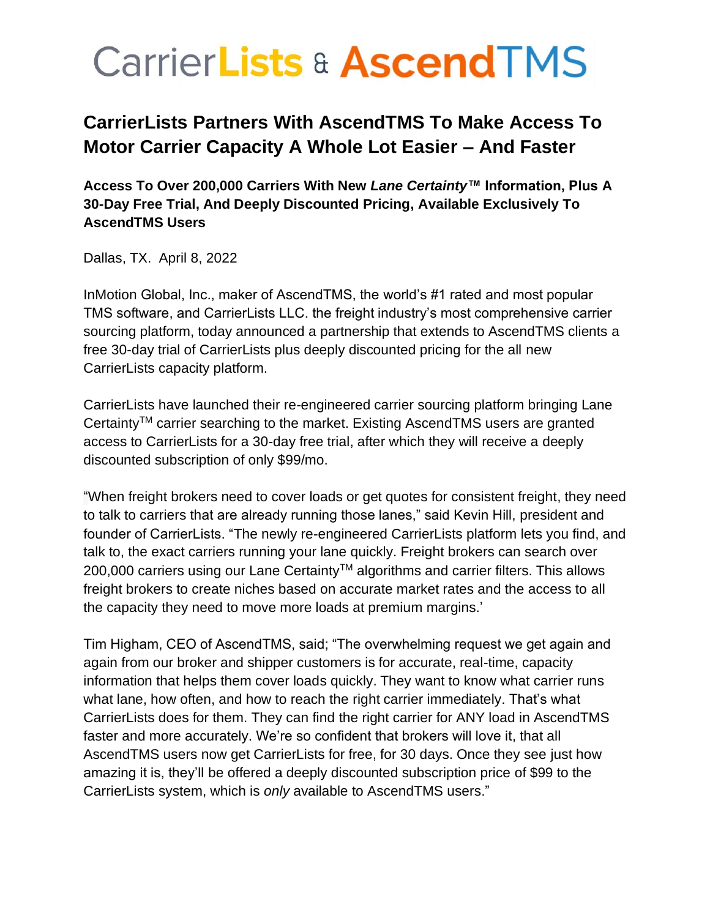# CarrierLists & AscendTMS

## CarrierLists Partners With AscendTMS To Make Access To Motor Carrier Capacity A Whole Lot Easier – And Faster

**Access To Over 200,000 Carriers With New *Lane Certainty*™ Information, Plus A 30-Day Free Trial, And Deeply Discounted Pricing, Available Exclusively To AscendTMS Users**

Dallas, TX. April 8, 2022

InMotion Global, Inc., maker of AscendTMS, the world's #1 rated and most popular TMS software, and CarrierLists LLC. the freight industry's most comprehensive carrier sourcing platform, today announced a partnership that extends to AscendTMS clients a free 30-day trial of CarrierLists plus deeply discounted pricing for the all new CarrierLists capacity platform.

CarrierLists have launched their re-engineered carrier sourcing platform bringing Lane Certainty™ carrier searching to the market. Existing AscendTMS users are granted access to CarrierLists for a 30-day free trial, after which they will receive a deeply discounted subscription of only $99/mo.

"When freight brokers need to cover loads or get quotes for consistent freight, they need to talk to carriers that are already running those lanes," said Kevin Hill, president and founder of CarrierLists. "The newly re-engineered CarrierLists platform lets you find, and talk to, the exact carriers running your lane quickly. Freight brokers can search over 200,000 carriers using our Lane Certainty™ algorithms and carrier filters. This allows freight brokers to create niches based on accurate market rates and the access to all the capacity they need to move more loads at premium margins.'

Tim Higham, CEO of AscendTMS, said; "The overwhelming request we get again and again from our broker and shipper customers is for accurate, real-time, capacity information that helps them cover loads quickly. They want to know what carrier runs what lane, how often, and how to reach the right carrier immediately. That's what CarrierLists does for them. They can find the right carrier for ANY load in AscendTMS faster and more accurately. We're so confident that brokers will love it, that all AscendTMS users now get CarrierLists for free, for 30 days. Once they see just how amazing it is, they'll be offered a deeply discounted subscription price of $99 to the CarrierLists system, which is *only* available to AscendTMS users."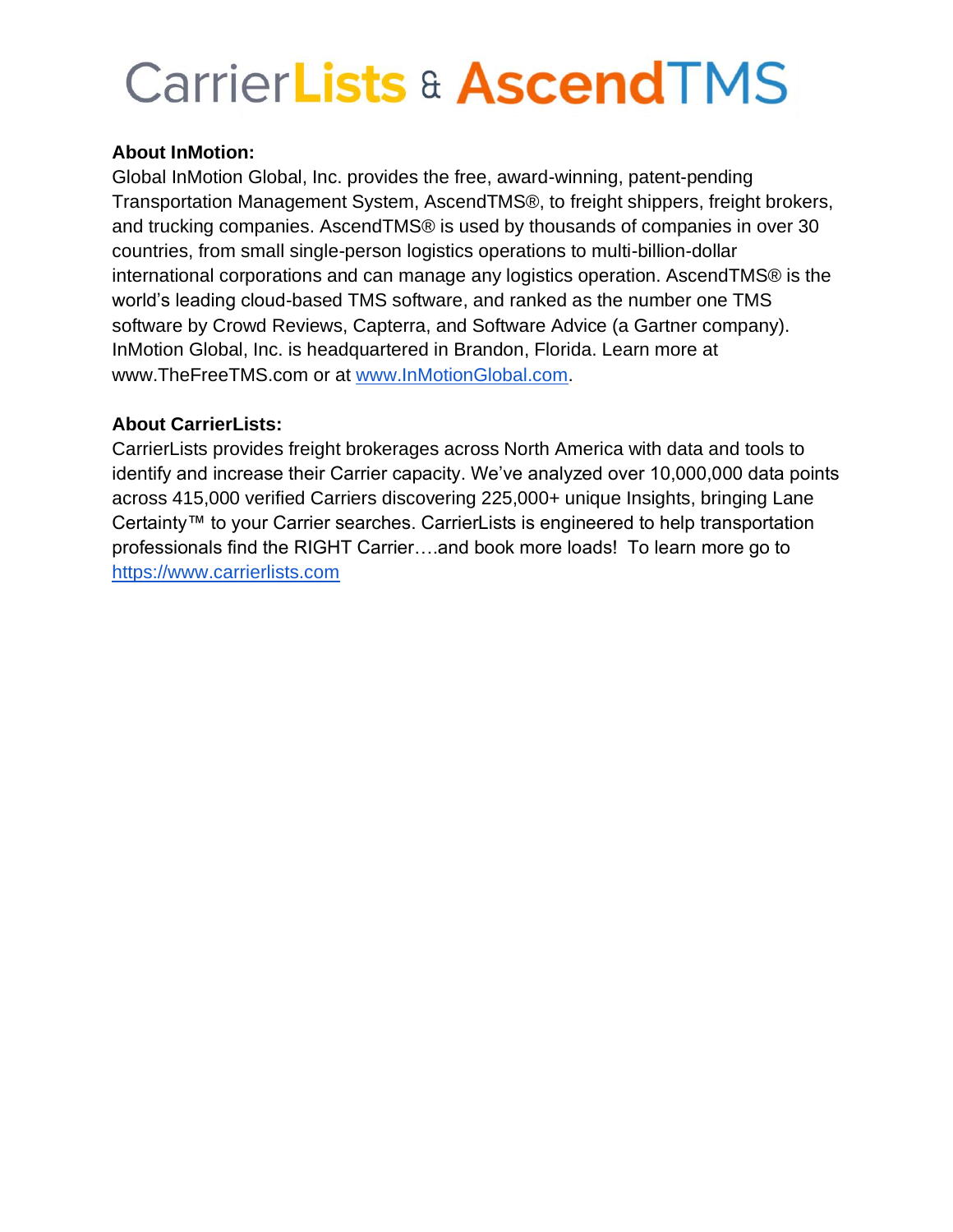CarrierLists & AscendTMS

**About InMotion:**

Global InMotion Global, Inc. provides the free, award-winning, patent-pending Transportation Management System, AscendTMS®, to freight shippers, freight brokers, and trucking companies. AscendTMS® is used by thousands of companies in over 30 countries, from small single-person logistics operations to multi-billion-dollar international corporations and can manage any logistics operation. AscendTMS® is the world's leading cloud-based TMS software, and ranked as the number one TMS software by Crowd Reviews, Capterra, and Software Advice (a Gartner company). InMotion Global, Inc. is headquartered in Brandon, Florida. Learn more at www.TheFreeTMS.com or at [www.InMotionGlobal.com](http://www.InMotionGlobal.com).

**About CarrierLists:**

CarrierLists provides freight brokerages across North America with data and tools to identify and increase their Carrier capacity. We've analyzed over 10,000,000 data points across 415,000 verified Carriers discovering 225,000+ unique Insights, bringing Lane Certainty™ to your Carrier searches. CarrierLists is engineered to help transportation professionals find the RIGHT Carrier….and book more loads! To learn more go to [https://www.carrierlists.com](https://www.carrierlists.com)